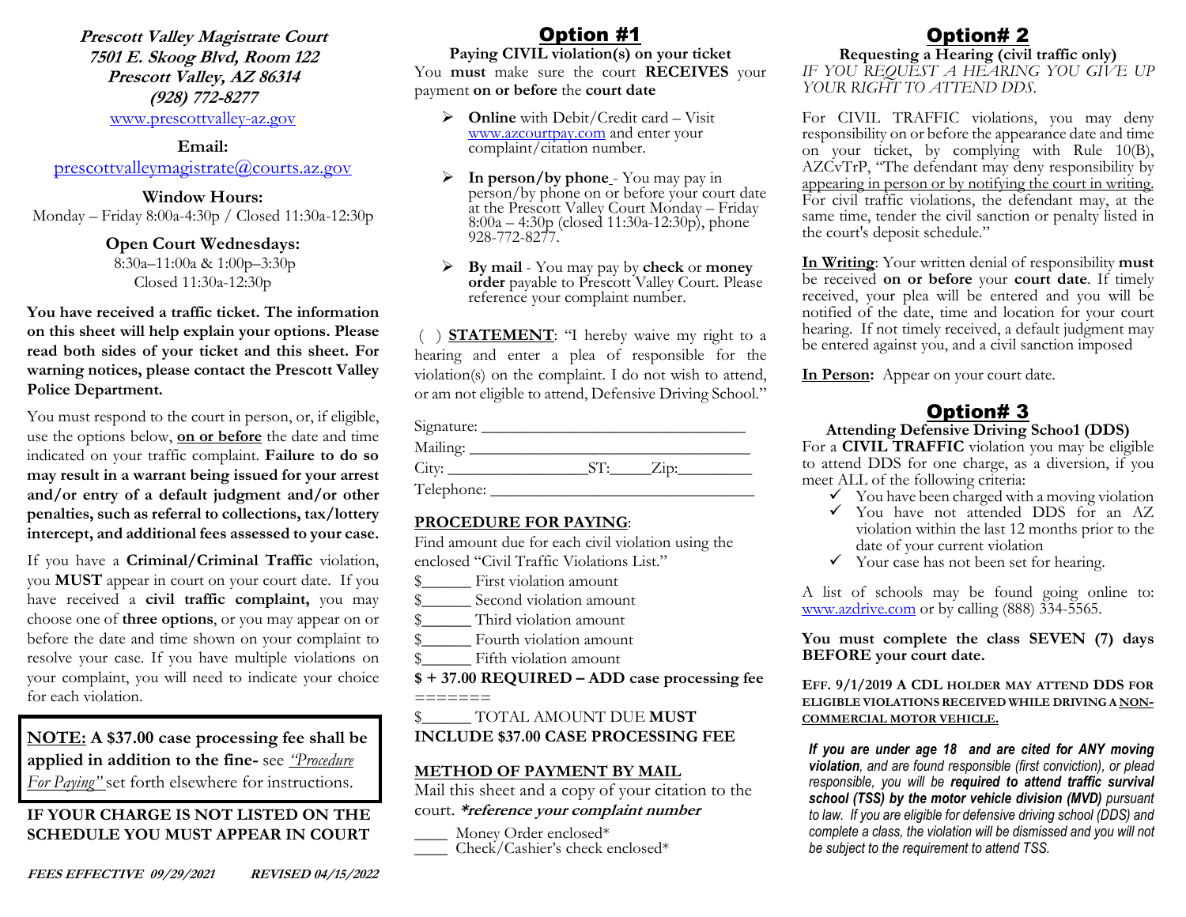***Prescott Valley Magistrate Court***
***7501 E. Skoog Blvd, Room 122***
***Prescott Valley, AZ 86314***
***(928) 772-8277***

www.prescottvalley-az.gov

**Email:**

prescottvalleymagistrate@courts.az.gov

**Window Hours:**

Monday – Friday 8:00a-4:30p / Closed 11:30a-12:30p

**Open Court Wednesdays:**

8:30a–11:00a & 1:00p–3:30p
Closed 11:30a-12:30p

**You have received a traffic ticket. The information on this sheet will help explain your options. Please read both sides of your ticket and this sheet. For warning notices, please contact the Prescott Valley Police Department.**

You must respond to the court in person, or, if eligible, use the options below, **on or before** the date and time indicated on your traffic complaint. **Failure to do so may result in a warrant being issued for your arrest and/or entry of a default judgment and/or other penalties, such as referral to collections, tax/lottery intercept, and additional fees assessed to your case.**

If you have a **Criminal/Criminal Traffic** violation, you **MUST** appear in court on your court date. If you have received a **civil traffic complaint,** you may choose one of **three options**, or you may appear on or before the date and time shown on your complaint to resolve your case. If you have multiple violations on your complaint, you will need to indicate your choice for each violation.

**NOTE: A $37.00 case processing fee shall be applied in addition to the fine-** see *"Procedure For Paying"* set forth elsewhere for instructions.

**IF YOUR CHARGE IS NOT LISTED ON THE SCHEDULE YOU MUST APPEAR IN COURT**

***FEES EFFECTIVE 09/29/2021 REVISED 04/15/2022***

# Option #1

**Paying CIVIL violation(s) on your ticket**

You **must** make sure the court **RECEIVES** your payment **on or before** the **court date**

- **Online** with Debit/Credit card – Visit www.azcourtpay.com and enter your complaint/citation number.
- **In person/by phone** - You may pay in person/by phone on or before your court date at the Prescott Valley Court Monday – Friday 8:00a – 4:30p (closed 11:30a-12:30p), phone 928-772-8277.
- **By mail** - You may pay by **check** or **money order** payable to Prescott Valley Court. Please reference your complaint number.

( ) **STATEMENT**: "I hereby waive my right to a hearing and enter a plea of responsible for the violation(s) on the complaint. I do not wish to attend, or am not eligible to attend, Defensive Driving School."

Signature: ______________________________

Mailing: ______________________________

City: ______________ST:_____Zip:_________

Telephone: ______________________________

**PROCEDURE FOR PAYING**:

Find amount due for each civil violation using the enclosed "Civil Traffic Violations List."

$______ First violation amount
$______ Second violation amount
$______ Third violation amount
$______ Fourth violation amount
$______ Fifth violation amount
**$ + 37.00 REQUIRED – ADD case processing fee**
=======
$______ TOTAL AMOUNT DUE **MUST INCLUDE $37.00 CASE PROCESSING FEE**

**METHOD OF PAYMENT BY MAIL**

Mail this sheet and a copy of your citation to the court. ***reference your complaint number**

____ Money Order enclosed*
____ Check/Cashier's check enclosed*

# Option# 2

**Requesting a Hearing (civil traffic only)**

*IF YOU REQUEST A HEARING YOU GIVE UP YOUR RIGHT TO ATTEND DDS.*

For CIVIL TRAFFIC violations, you may deny responsibility on or before the appearance date and time on your ticket, by complying with Rule 10(B), AZCvTrP, "The defendant may deny responsibility by appearing in person or by notifying the court in writing. For civil traffic violations, the defendant may, at the same time, tender the civil sanction or penalty listed in the court's deposit schedule."

**In Writing**: Your written denial of responsibility **must** be received **on or before** your **court date**. If timely received, your plea will be entered and you will be notified of the date, time and location for your court hearing. If not timely received, a default judgment may be entered against you, and a civil sanction imposed

**In Person:** Appear on your court date.

# Option# 3

**Attending Defensive Driving Schoo1 (DDS)**

For a **CIVIL TRAFFIC** violation you may be eligible to attend DDS for one charge, as a diversion, if you meet ALL of the following criteria:

- ✓ You have been charged with a moving violation
- ✓ You have not attended DDS for an AZ violation within the last 12 months prior to the date of your current violation
- ✓ Your case has not been set for hearing.

A list of schools may be found going online to: www.azdrive.com or by calling (888) 334-5565.

**You must complete the class SEVEN (7) days BEFORE your court date.**

**EFF. 9/1/2019 A CDL HOLDER MAY ATTEND DDS FOR ELIGIBLE VIOLATIONS RECEIVED WHILE DRIVING A NON-COMMERCIAL MOTOR VEHICLE.**

***If you are under age 18 and are cited for ANY moving violation**, and are found responsible (first conviction), or plead responsible, you will be **required to attend traffic survival school (TSS) by the motor vehicle division (MVD)** pursuant to law. If you are eligible for defensive driving school (DDS) and complete a class, the violation will be dismissed and you will not be subject to the requirement to attend TSS.*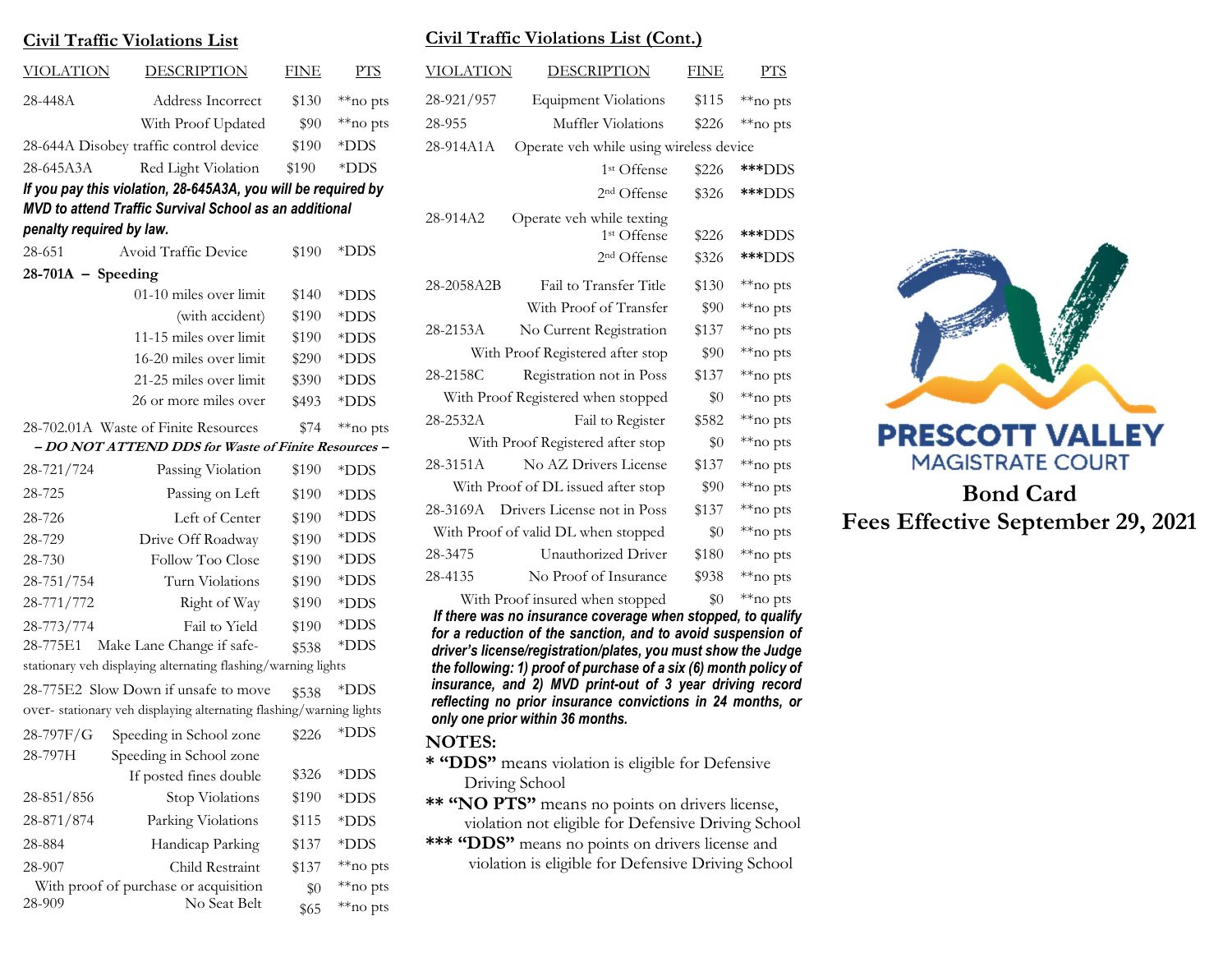## Civil Traffic Violations List

| VIOLATION | DESCRIPTION | FINE | PTS |
|---|---|---|---|
| 28-448A | Address Incorrect | $130 | **no pts |
| | With Proof Updated | $90 | **no pts |
| 28-644A | Disobey traffic control device | $190 | *DDS |
| 28-645A3A | Red Light Violation | $190 | *DDS |

***If you pay this violation, 28-645A3A, you will be required by MVD to attend Traffic Survival School as an additional penalty required by law.***

| VIOLATION | DESCRIPTION | FINE | PTS |
|---|---|---|---|
| 28-651 | Avoid Traffic Device | $190 | *DDS |
| **28-701A – Speeding** | | | |
| | 01-10 miles over limit | $140 | *DDS |
| | (with accident) | $190 | *DDS |
| | 11-15 miles over limit | $190 | *DDS |
| | 16-20 miles over limit | $290 | *DDS |
| | 21-25 miles over limit | $390 | *DDS |
| | 26 or more miles over | $493 | *DDS |
| 28-702.01A | Waste of Finite Resources | $74 | **no pts |

***– DO NOT ATTEND DDS for Waste of Finite Resources –***

| VIOLATION | DESCRIPTION | FINE | PTS |
|---|---|---|---|
| 28-721/724 | Passing Violation | $190 | *DDS |
| 28-725 | Passing on Left | $190 | *DDS |
| 28-726 | Left of Center | $190 | *DDS |
| 28-729 | Drive Off Roadway | $190 | *DDS |
| 28-730 | Follow Too Close | $190 | *DDS |
| 28-751/754 | Turn Violations | $190 | *DDS |
| 28-771/772 | Right of Way | $190 | *DDS |
| 28-773/774 | Fail to Yield | $190 | *DDS |
| 28-775E1 | Make Lane Change if safe- stationary veh displaying alternating flashing/warning lights | $538 | *DDS |
| 28-775E2 | Slow Down if unsafe to move over- stationary veh displaying alternating flashing/warning lights | $538 | *DDS |
| 28-797F/G | Speeding in School zone | $226 | *DDS |
| 28-797H | Speeding in School zone If posted fines double | $326 | *DDS |
| 28-851/856 | Stop Violations | $190 | *DDS |
| 28-871/874 | Parking Violations | $115 | *DDS |
| 28-884 | Handicap Parking | $137 | *DDS |
| 28-907 | Child Restraint | $137 | **no pts |
| | With proof of purchase or acquisition | $0 | **no pts |
| 28-909 | No Seat Belt | $65 | **no pts |

## Civil Traffic Violations List (Cont.)

| VIOLATION | DESCRIPTION | FINE | PTS |
|---|---|---|---|
| 28-921/957 | Equipment Violations | $115 | **no pts |
| 28-955 | Muffler Violations | $226 | **no pts |
| 28-914A1A | Operate veh while using wireless device | | |
| | 1st Offense | $226 | ***DDS |
| | 2nd Offense | $326 | ***DDS |
| 28-914A2 | Operate veh while texting | | |
| | 1st Offense | $226 | ***DDS |
| | 2nd Offense | $326 | ***DDS |
| 28-2058A2B | Fail to Transfer Title | $130 | **no pts |
| | With Proof of Transfer | $90 | **no pts |
| 28-2153A | No Current Registration | $137 | **no pts |
| | With Proof Registered after stop | $90 | **no pts |
| 28-2158C | Registration not in Poss | $137 | **no pts |
| | With Proof Registered when stopped | $0 | **no pts |
| 28-2532A | Fail to Register | $582 | **no pts |
| | With Proof Registered after stop | $0 | **no pts |
| 28-3151A | No AZ Drivers License | $137 | **no pts |
| | With Proof of DL issued after stop | $90 | **no pts |
| 28-3169A | Drivers License not in Poss | $137 | **no pts |
| | With Proof of valid DL when stopped | $0 | **no pts |
| 28-3475 | Unauthorized Driver | $180 | **no pts |
| 28-4135 | No Proof of Insurance | $938 | **no pts |
| | With Proof insured when stopped | $0 | **no pts |

***If there was no insurance coverage when stopped, to qualify for a reduction of the sanction, and to avoid suspension of driver's license/registration/plates, you must show the Judge the following: 1) proof of purchase of a six (6) month policy of insurance, and 2) MVD print-out of 3 year driving record reflecting no prior insurance convictions in 24 months, or only one prior within 36 months.***

**NOTES:**

**\* "DDS"** means violation is eligible for Defensive Driving School

**\*\* "NO PTS"** means no points on drivers license, violation not eligible for Defensive Driving School

**\*\*\* "DDS"** means no points on drivers license and violation is eligible for Defensive Driving School

**PRESCOTT VALLEY**
MAGISTRATE COURT

**Bond Card**
**Fees Effective September 29, 2021**